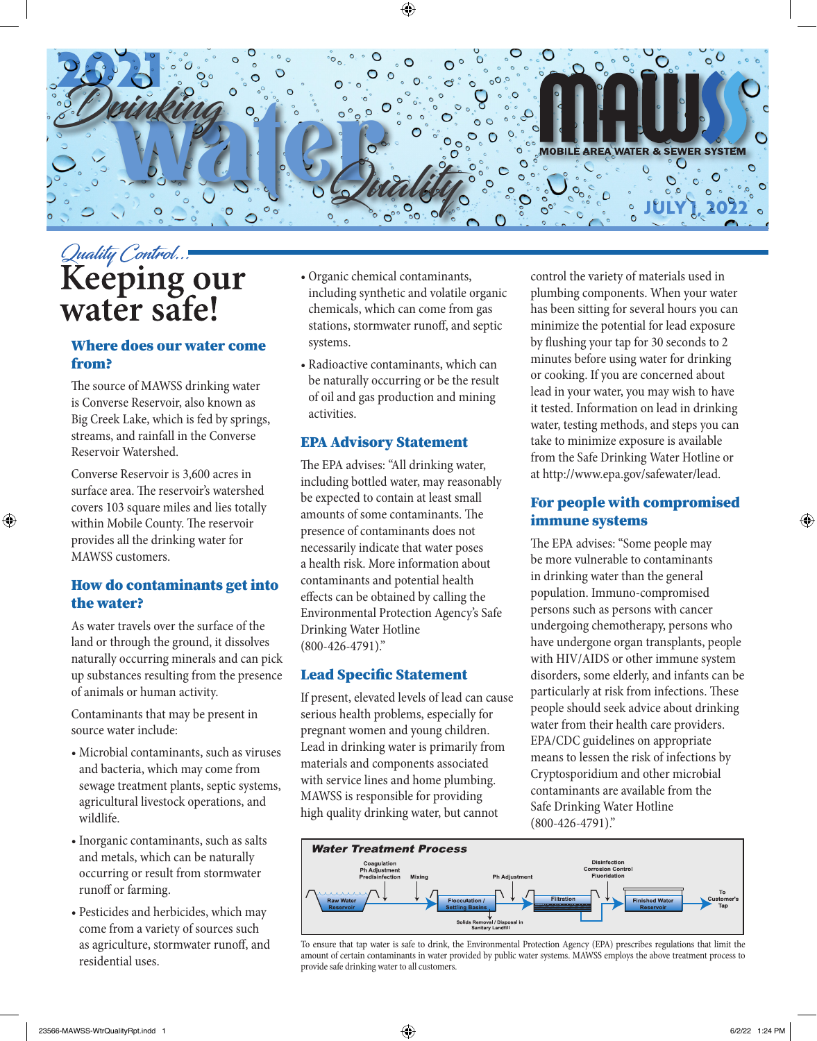# 2021 Drinking Water Quality

**MAWSS** MOBILE AREA WATER & SEWER SYSTEM

JULY 1, 2022

*Quality Control...*

# Keeping our water safe!

### Where does our water come from?

The source of MAWSS drinking water is Converse Reservoir, also known as Big Creek Lake, which is fed by springs, streams, and rainfall in the Converse Reservoir Watershed.

Converse Reservoir is 3,600 acres in surface area. The reservoir's watershed covers 103 square miles and lies totally within Mobile County. The reservoir provides all the drinking water for MAWSS customers.

### How do contaminants get into the water?

As water travels over the surface of the land or through the ground, it dissolves naturally occurring minerals and can pick up substances resulting from the presence of animals or human activity.

Contaminants that may be present in source water include:

- Microbial contaminants, such as viruses and bacteria, which may come from sewage treatment plants, septic systems, agricultural livestock operations, and wildlife.
- Inorganic contaminants, such as salts and metals, which can be naturally occurring or result from stormwater runoff or farming.
- Pesticides and herbicides, which may come from a variety of sources such as agriculture, stormwater runoff, and residential uses.
- Organic chemical contaminants, including synthetic and volatile organic chemicals, which can come from gas stations, stormwater runoff, and septic systems.
- Radioactive contaminants, which can be naturally occurring or be the result of oil and gas production and mining activities.

### EPA Advisory Statement

The EPA advises: "All drinking water, including bottled water, may reasonably be expected to contain at least small amounts of some contaminants. The presence of contaminants does not necessarily indicate that water poses a health risk. More information about contaminants and potential health effects can be obtained by calling the Environmental Protection Agency's Safe Drinking Water Hotline (800-426-4791)."

### Lead Specific Statement

If present, elevated levels of lead can cause serious health problems, especially for pregnant women and young children. Lead in drinking water is primarily from materials and components associated with service lines and home plumbing. MAWSS is responsible for providing high quality drinking water, but cannot control the variety of materials used in plumbing components. When your water has been sitting for several hours you can minimize the potential for lead exposure by flushing your tap for 30 seconds to 2 minutes before using water for drinking or cooking. If you are concerned about lead in your water, you may wish to have it tested. Information on lead in drinking water, testing methods, and steps you can take to minimize exposure is available from the Safe Drinking Water Hotline or at http://www.epa.gov/safewater/lead.

### For people with compromised immune systems

The EPA advises: "Some people may be more vulnerable to contaminants in drinking water than the general population. Immuno-compromised persons such as persons with cancer undergoing chemotherapy, persons who have undergone organ transplants, people with HIV/AIDS or other immune system disorders, some elderly, and infants can be particularly at risk from infections. These people should seek advice about drinking water from their health care providers. EPA/CDC guidelines on appropriate means to lessen the risk of infections by Cryptosporidium and other microbial contaminants are available from the Safe Drinking Water Hotline (800-426-4791)."

### Water Treatment Process

Raw Water Reservoir → Coagulation / Ph Adjustment / Predisinfection → Mixing → Flocculation / Settling Basins (Solids Removal / Disposal in Sanitary Landfill) → Ph Adjustment → Filtration → Disinfection / Corrosion Control / Fluoridation → Finished Water Reservoir → To Customer's Tap

To ensure that tap water is safe to drink, the Environmental Protection Agency (EPA) prescribes regulations that limit the amount of certain contaminants in water provided by public water systems. MAWSS employs the above treatment process to provide safe drinking water to all customers.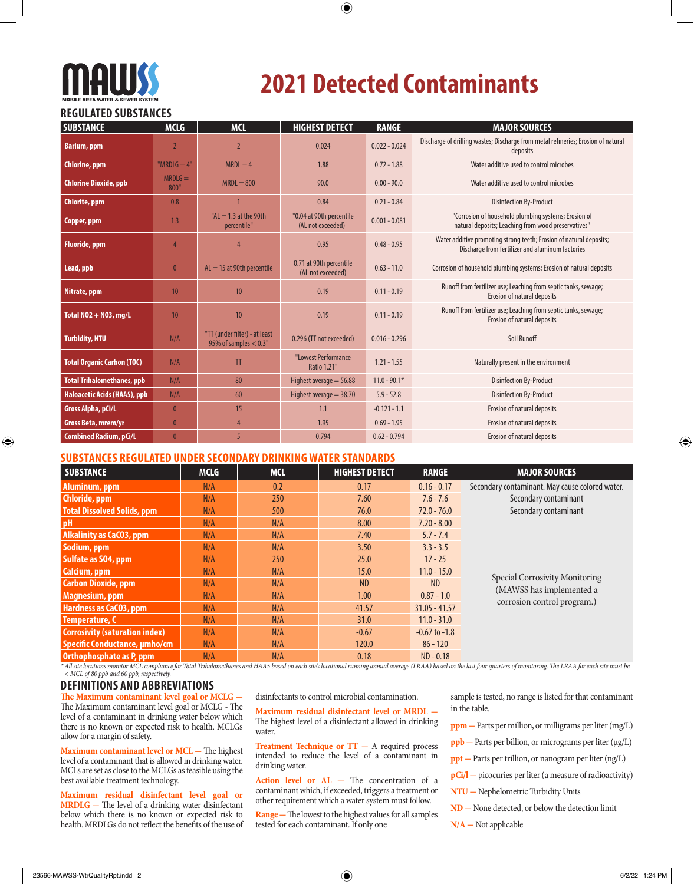MAWSS
MOBILE AREA WATER & SEWER SYSTEM

# 2021 Detected Contaminants

## REGULATED SUBSTANCES

| SUBSTANCE | MCLG | MCL | HIGHEST DETECT | RANGE | MAJOR SOURCES |
|---|---|---|---|---|---|
| Barium, ppm | 2 | 2 | 0.024 | 0.022 - 0.024 | Discharge of drilling wastes; Discharge from metal refineries; Erosion of natural deposits |
| Chlorine, ppm | "MRDLG = 4" | MRDL = 4 | 1.88 | 0.72 - 1.88 | Water additive used to control microbes |
| Chlorine Dioxide, ppb | "MRDLG = 800" | MRDL = 800 | 90.0 | 0.00 - 90.0 | Water additive used to control microbes |
| Chlorite, ppm | 0.8 | 1 | 0.84 | 0.21 - 0.84 | Disinfection By-Product |
| Copper, ppm | 1.3 | "AL = 1.3 at the 90th percentile" | "0.04 at 90th percentile (AL not exceeded)" | 0.001 - 0.081 | "Corrosion of household plumbing systems; Erosion of natural deposits; Leaching from wood preservatives" |
| Fluoride, ppm | 4 | 4 | 0.95 | 0.48 - 0.95 | Water additive promoting strong teeth; Erosion of natural deposits; Discharge from fertilizer and aluminum factories |
| Lead, ppb | 0 | AL = 15 at 90th percentile | 0.71 at 90th percentile (AL not exceeded) | 0.63 - 11.0 | Corrosion of household plumbing systems; Erosion of natural deposits |
| Nitrate, ppm | 10 | 10 | 0.19 | 0.11 - 0.19 | Runoff from fertilizer use; Leaching from septic tanks, sewage; Erosion of natural deposits |
| Total NO2 + NO3, mg/L | 10 | 10 | 0.19 | 0.11 - 0.19 | Runoff from fertilizer use; Leaching from septic tanks, sewage; Erosion of natural deposits |
| Turbidity, NTU | N/A | "TT (under filter) - at least 95% of samples < 0.3" | 0.296 (TT not exceeded) | 0.016 - 0.296 | Soil Runoff |
| Total Organic Carbon (TOC) | N/A | TT | "Lowest Performance Ratio 1.21" | 1.21 - 1.55 | Naturally present in the environment |
| Total Trihalomethanes, ppb | N/A | 80 | Highest average = 56.88 | 11.0 - 90.1* | Disinfection By-Product |
| Haloacetic Acids (HAA5), ppb | N/A | 60 | Highest average = 38.70 | 5.9 - 52.8 | Disinfection By-Product |
| Gross Alpha, pCi/L | 0 | 15 | 1.1 | -0.121 - 1.1 | Erosion of natural deposits |
| Gross Beta, mrem/yr | 0 | 4 | 1.95 | 0.69 - 1.95 | Erosion of natural deposits |
| Combined Radium, pCi/L | 0 | 5 | 0.794 | 0.62 - 0.794 | Erosion of natural deposits |

## SUBSTANCES REGULATED UNDER SECONDARY DRINKING WATER STANDARDS

| SUBSTANCE | MCLG | MCL | HIGHEST DETECT | RANGE | MAJOR SOURCES |
|---|---|---|---|---|---|
| Aluminum, ppm | N/A | 0.2 | 0.17 | 0.16 - 0.17 | Secondary contaminant. May cause colored water. |
| Chloride, ppm | N/A | 250 | 7.60 | 7.6 - 7.6 | Secondary contaminant |
| Total Dissolved Solids, ppm | N/A | 500 | 76.0 | 72.0 - 76.0 | Secondary contaminant |
| pH | N/A | N/A | 8.00 | 7.20 - 8.00 | Special Corrosivity Monitoring (MAWSS has implemented a corrosion control program.) |
| Alkalinity as CaC03, ppm | N/A | N/A | 7.40 | 5.7 - 7.4 | |
| Sodium, ppm | N/A | N/A | 3.50 | 3.3 - 3.5 | |
| Sulfate as S04, ppm | N/A | 250 | 25.0 | 17 - 25 | |
| Calcium, ppm | N/A | N/A | 15.0 | 11.0 - 15.0 | |
| Carbon Dioxide, ppm | N/A | N/A | ND | ND | |
| Magnesium, ppm | N/A | N/A | 1.00 | 0.87 - 1.0 | |
| Hardness as CaC03, ppm | N/A | N/A | 41.57 | 31.05 - 41.57 | |
| Temperature, C | N/A | N/A | 31.0 | 11.0 - 31.0 | |
| Corrosivity (saturation index) | N/A | N/A | -0.67 | -0.67 to -1.8 | |
| Specific Conductance, µmho/cm | N/A | N/A | 120.0 | 86 - 120 | |
| Orthophosphate as P, ppm | N/A | N/A | 0.18 | ND - 0.18 | |

*\* All site locations monitor MCL compliance for Total Trihalomethanes and HAA5 based on each site's locational running annual average (LRAA) based on the last four quarters of monitoring. The LRAA for each site must be < MCL of 80 ppb and 60 ppb, respectively.*

## DEFINITIONS AND ABBREVIATIONS

**The Maximum contaminant level goal or MCLG —** The Maximum contaminant level goal or MCLG - The level of a contaminant in drinking water below which there is no known or expected risk to health. MCLGs allow for a margin of safety.

**Maximum contaminant level or MCL —** The highest level of a contaminant that is allowed in drinking water. MCLs are set as close to the MCLGs as feasible using the best available treatment technology.

**Maximum residual disinfectant level goal or MRDLG —** The level of a drinking water disinfectant below which there is no known or expected risk to health. MRDLGs do not reflect the benefits of the use of disinfectants to control microbial contamination.

**Maximum residual disinfectant level or MRDL —** The highest level of a disinfectant allowed in drinking water.

**Treatment Technique or TT —** A required process intended to reduce the level of a contaminant in drinking water.

**Action level or AL —** The concentration of a contaminant which, if exceeded, triggers a treatment or other requirement which a water system must follow.

**Range —** The lowest to the highest values for all samples tested for each contaminant. If only one sample is tested, no range is listed for that contaminant in the table.

**ppm —** Parts per million, or milligrams per liter (mg/L)

**ppb —** Parts per billion, or micrograms per liter (µg/L)

**ppt —** Parts per trillion, or nanogram per liter (ng/L)

**pCi/l —** picocuries per liter (a measure of radioactivity)

**NTU —** Nephelometric Turbidity Units

**ND —** None detected, or below the detection limit

**N/A —** Not applicable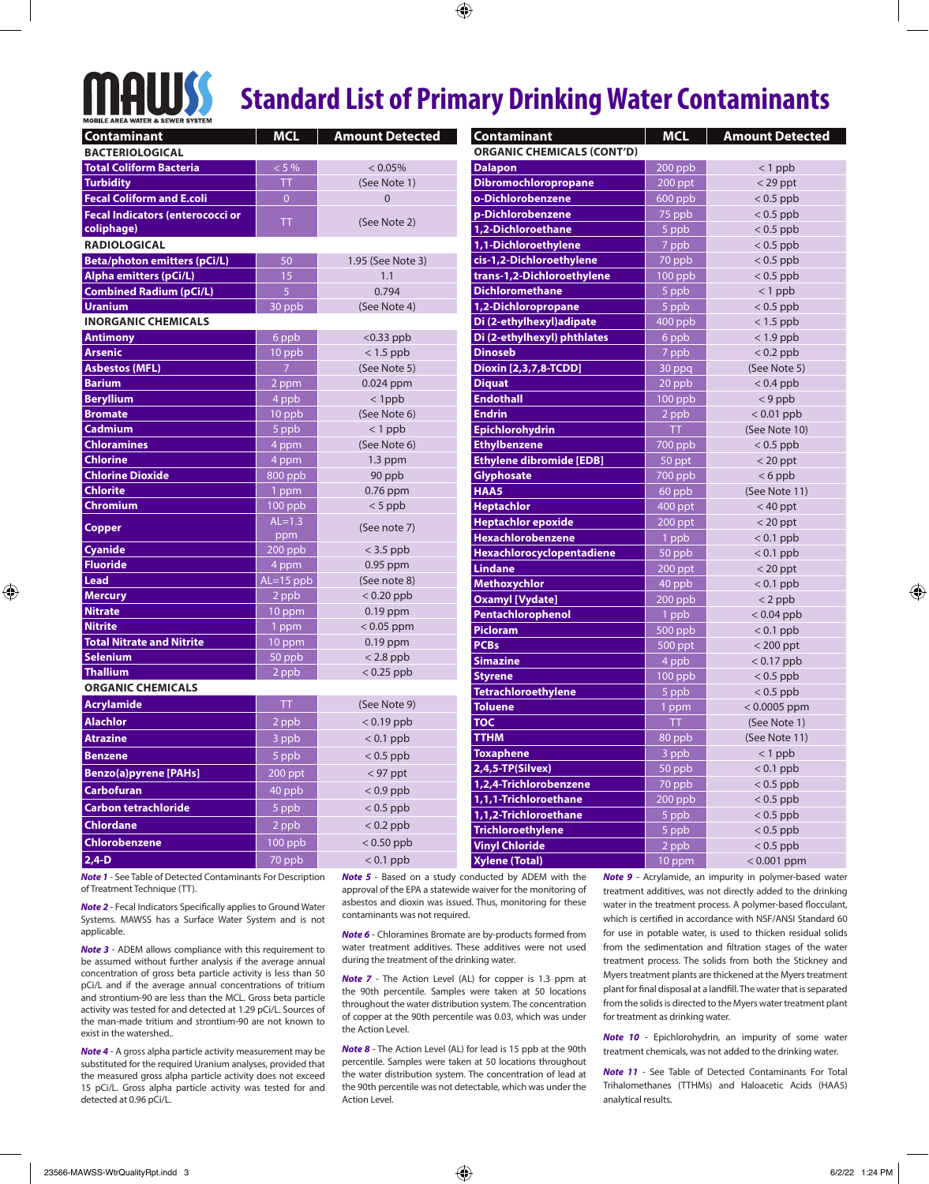# MAWSS Standard List of Primary Drinking Water Contaminants

MOBILE AREA WATER & SEWER SYSTEM

| Contaminant | MCL | Amount Detected |
|---|---|---|
| **BACTERIOLOGICAL** | | |
| Total Coliform Bacteria | < 5 % | < 0.05% |
| Turbidity | TT | (See Note 1) |
| Fecal Coliform and E.coli | 0 | 0 |
| Fecal Indicators (enterococci or coliphage) | TT | (See Note 2) |
| **RADIOLOGICAL** | | |
| Beta/photon emitters (pCi/L) | 50 | 1.95 (See Note 3) |
| Alpha emitters (pCi/L) | 15 | 1.1 |
| Combined Radium (pCi/L) | 5 | 0.794 |
| Uranium | 30 ppb | (See Note 4) |
| **INORGANIC CHEMICALS** | | |
| Antimony | 6 ppb | <0.33 ppb |
| Arsenic | 10 ppb | < 1.5 ppb |
| Asbestos (MFL) | 7 | (See Note 5) |
| Barium | 2 ppm | 0.024 ppm |
| Beryllium | 4 ppb | < 1ppb |
| Bromate | 10 ppb | (See Note 6) |
| Cadmium | 5 ppb | < 1 ppb |
| Chloramines | 4 ppm | (See Note 6) |
| Chlorine | 4 ppm | 1.3 ppm |
| Chlorine Dioxide | 800 ppb | 90 ppb |
| Chlorite | 1 ppm | 0.76 ppm |
| Chromium | 100 ppb | < 5 ppb |
| Copper | AL=1.3 ppm | (See note 7) |
| Cyanide | 200 ppb | < 3.5 ppb |
| Fluoride | 4 ppm | 0.95 ppm |
| Lead | AL=15 ppb | (See note 8) |
| Mercury | 2 ppb | < 0.20 ppb |
| Nitrate | 10 ppm | 0.19 ppm |
| Nitrite | 1 ppm | < 0.05 ppm |
| Total Nitrate and Nitrite | 10 ppm | 0.19 ppm |
| Selenium | 50 ppb | < 2.8 ppb |
| Thallium | 2 ppb | < 0.25 ppb |
| **ORGANIC CHEMICALS** | | |
| Acrylamide | TT | (See Note 9) |
| Alachlor | 2 ppb | < 0.19 ppb |
| Atrazine | 3 ppb | < 0.1 ppb |
| Benzene | 5 ppb | < 0.5 ppb |
| Benzo(a)pyrene [PAHs] | 200 ppt | < 97 ppt |
| Carbofuran | 40 ppb | < 0.9 ppb |
| Carbon tetrachloride | 5 ppb | < 0.5 ppb |
| Chlordane | 2 ppb | < 0.2 ppb |
| Chlorobenzene | 100 ppb | < 0.50 ppb |
| 2,4-D | 70 ppb | < 0.1 ppb |

| Contaminant | MCL | Amount Detected |
|---|---|---|
| **ORGANIC CHEMICALS (CONT'D)** | | |
| Dalapon | 200 ppb | < 1 ppb |
| Dibromochloropropane | 200 ppt | < 29 ppt |
| o-Dichlorobenzene | 600 ppb | < 0.5 ppb |
| p-Dichlorobenzene | 75 ppb | < 0.5 ppb |
| 1,2-Dichloroethane | 5 ppb | < 0.5 ppb |
| 1,1-Dichloroethylene | 7 ppb | < 0.5 ppb |
| cis-1,2-Dichloroethylene | 70 ppb | < 0.5 ppb |
| trans-1,2-Dichloroethylene | 100 ppb | < 0.5 ppb |
| Dichloromethane | 5 ppb | < 1 ppb |
| 1,2-Dichloropropane | 5 ppb | < 0.5 ppb |
| Di (2-ethylhexyl)adipate | 400 ppb | < 1.5 ppb |
| Di (2-ethylhexyl) phthlates | 6 ppb | < 1.9 ppb |
| Dinoseb | 7 ppb | < 0.2 ppb |
| Dioxin [2,3,7,8-TCDD] | 30 ppq | (See Note 5) |
| Diquat | 20 ppb | < 0.4 ppb |
| Endothall | 100 ppb | < 9 ppb |
| Endrin | 2 ppb | < 0.01 ppb |
| Epichlorohydrin | TT | (See Note 10) |
| Ethylbenzene | 700 ppb | < 0.5 ppb |
| Ethylene dibromide [EDB] | 50 ppt | < 20 ppt |
| Glyphosate | 700 ppb | < 6 ppb |
| HAA5 | 60 ppb | (See Note 11) |
| Heptachlor | 400 ppt | < 40 ppt |
| Heptachlor epoxide | 200 ppt | < 20 ppt |
| Hexachlorobenzene | 1 ppb | < 0.1 ppb |
| Hexachlorocyclopentadiene | 50 ppb | < 0.1 ppb |
| Lindane | 200 ppt | < 20 ppt |
| Methoxychlor | 40 ppb | < 0.1 ppb |
| Oxamyl [Vydate] | 200 ppb | < 2 ppb |
| Pentachlorophenol | 1 ppb | < 0.04 ppb |
| Picloram | 500 ppb | < 0.1 ppb |
| PCBs | 500 ppt | < 200 ppt |
| Simazine | 4 ppb | < 0.17 ppb |
| Styrene | 100 ppb | < 0.5 ppb |
| Tetrachloroethylene | 5 ppb | < 0.5 ppb |
| Toluene | 1 ppm | < 0.0005 ppm |
| TOC | TT | (See Note 1) |
| TTHM | 80 ppb | (See Note 11) |
| Toxaphene | 3 ppb | < 1 ppb |
| 2,4,5-TP(Silvex) | 50 ppb | < 0.1 ppb |
| 1,2,4-Trichlorobenzene | 70 ppb | < 0.5 ppb |
| 1,1,1-Trichloroethane | 200 ppb | < 0.5 ppb |
| 1,1,2-Trichloroethane | 5 ppb | < 0.5 ppb |
| Trichloroethylene | 5 ppb | < 0.5 ppb |
| Vinyl Chloride | 2 ppb | < 0.5 ppb |
| Xylene (Total) | 10 ppm | < 0.001 ppm |

***Note 1*** - See Table of Detected Contaminants For Description of Treatment Technique (TT).

***Note 2*** - Fecal Indicators Specifically applies to Ground Water Systems. MAWSS has a Surface Water System and is not applicable.

***Note 3*** - ADEM allows compliance with this requirement to be assumed without further analysis if the average annual concentration of gross beta particle activity is less than 50 pCi/L and if the average annual concentrations of tritium and strontium-90 are less than the MCL. Gross beta particle activity was tested for and detected at 1.29 pCi/L. Sources of the man-made tritium and strontium-90 are not known to exist in the watershed..

***Note 4*** - A gross alpha particle activity measurement may be substituted for the required Uranium analyses, provided that the measured gross alpha particle activity does not exceed 15 pCi/L. Gross alpha particle activity was tested for and detected at 0.96 pCi/L.

***Note 5*** - Based on a study conducted by ADEM with the approval of the EPA a statewide waiver for the monitoring of asbestos and dioxin was issued. Thus, monitoring for these contaminants was not required.

***Note 6*** - Chloramines Bromate are by-products formed from water treatment additives. These additives were not used during the treatment of the drinking water.

***Note 7*** - The Action Level (AL) for copper is 1.3 ppm at the 90th percentile. Samples were taken at 50 locations throughout the water distribution system. The concentration of copper at the 90th percentile was 0.03, which was under the Action Level.

***Note 8*** - The Action Level (AL) for lead is 15 ppb at the 90th percentile. Samples were taken at 50 locations throughout the water distribution system. The concentration of lead at the 90th percentile was not detectable, which was under the Action Level.

***Note 9*** - Acrylamide, an impurity in polymer-based water treatment additives, was not directly added to the drinking water in the treatment process. A polymer-based flocculant, which is certified in accordance with NSF/ANSI Standard 60 for use in potable water, is used to thicken residual solids from the sedimentation and filtration stages of the water treatment process. The solids from both the Stickney and Myers treatment plants are thickened at the Myers treatment plant for final disposal at a landfill. The water that is separated from the solids is directed to the Myers water treatment plant for treatment as drinking water.

***Note 10*** - Epichlorohydrin, an impurity of some water treatment chemicals, was not added to the drinking water.

***Note 11*** - See Table of Detected Contaminants For Total Trihalomethanes (TTHMs) and Haloacetic Acids (HAA5) analytical results.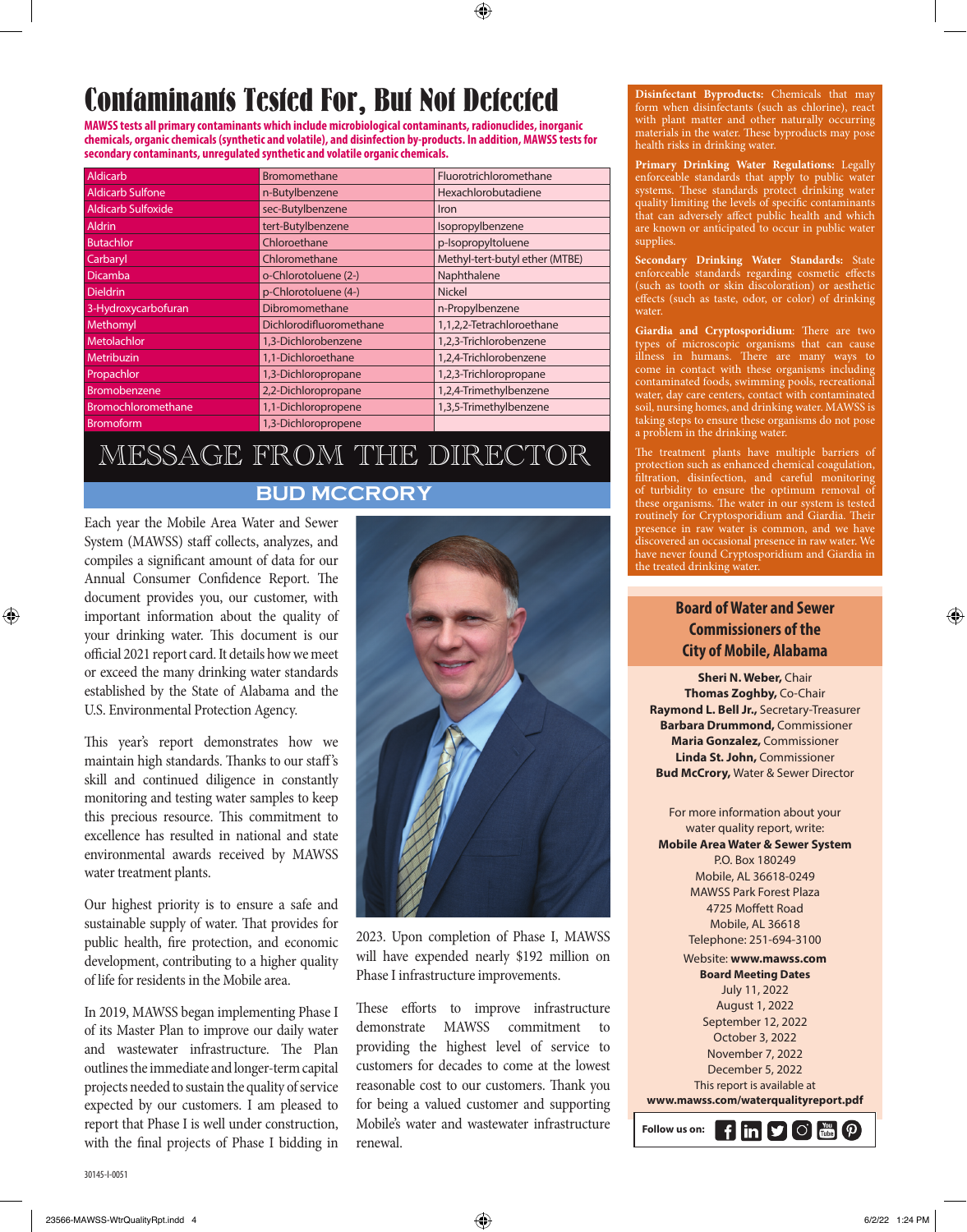# Contaminants Tested For, But Not Detected

**MAWSS tests all primary contaminants which include microbiological contaminants, radionuclides, inorganic chemicals, organic chemicals (synthetic and volatile), and disinfection by-products. In addition, MAWSS tests for secondary contaminants, unregulated synthetic and volatile organic chemicals.**

| | | |
|---|---|---|
| Aldicarb | Bromomethane | Fluorotrichloromethane |
| Aldicarb Sulfone | n-Butylbenzene | Hexachlorobutadiene |
| Aldicarb Sulfoxide | sec-Butylbenzene | Iron |
| Aldrin | tert-Butylbenzene | Isopropylbenzene |
| Butachlor | Chloroethane | p-Isopropyltoluene |
| Carbaryl | Chloromethane | Methyl-tert-butyl ether (MTBE) |
| Dicamba | o-Chlorotoluene (2-) | Naphthalene |
| Dieldrin | p-Chlorotoluene (4-) | Nickel |
| 3-Hydroxycarbofuran | Dibromomethane | n-Propylbenzene |
| Methomyl | Dichlorodifluoromethane | 1,1,2,2-Tetrachloroethane |
| Metolachlor | 1,3-Dichlorobenzene | 1,2,3-Trichlorobenzene |
| Metribuzin | 1,1-Dichloroethane | 1,2,4-Trichlorobenzene |
| Propachlor | 1,3-Dichloropropane | 1,2,3-Trichloropropane |
| Bromobenzene | 2,2-Dichloropropane | 1,2,4-Trimethylbenzene |
| Bromochloromethane | 1,1-Dichloropropene | 1,3,5-Trimethylbenzene |
| Bromoform | 1,3-Dichloropropene | |

# MESSAGE FROM THE DIRECTOR

## BUD MCCRORY

Each year the Mobile Area Water and Sewer System (MAWSS) staff collects, analyzes, and compiles a significant amount of data for our Annual Consumer Confidence Report. The document provides you, our customer, with important information about the quality of your drinking water. This document is our official 2021 report card. It details how we meet or exceed the many drinking water standards established by the State of Alabama and the U.S. Environmental Protection Agency.

This year's report demonstrates how we maintain high standards. Thanks to our staff's skill and continued diligence in constantly monitoring and testing water samples to keep this precious resource. This commitment to excellence has resulted in national and state environmental awards received by MAWSS water treatment plants.

Our highest priority is to ensure a safe and sustainable supply of water. That provides for public health, fire protection, and economic development, contributing to a higher quality of life for residents in the Mobile area.

In 2019, MAWSS began implementing Phase I of its Master Plan to improve our daily water and wastewater infrastructure. The Plan outlines the immediate and longer-term capital projects needed to sustain the quality of service expected by our customers. I am pleased to report that Phase I is well under construction, with the final projects of Phase I bidding in 2023. Upon completion of Phase I, MAWSS will have expended nearly $192 million on Phase I infrastructure improvements.

These efforts to improve infrastructure demonstrate MAWSS commitment to providing the highest level of service to customers for decades to come at the lowest reasonable cost to our customers. Thank you for being a valued customer and supporting Mobile's water and wastewater infrastructure renewal.

**Disinfectant Byproducts:** Chemicals that may form when disinfectants (such as chlorine), react with plant matter and other naturally occurring materials in the water. These byproducts may pose health risks in drinking water.

**Primary Drinking Water Regulations:** Legally enforceable standards that apply to public water systems. These standards protect drinking water quality limiting the levels of specific contaminants that can adversely affect public health and which are known or anticipated to occur in public water supplies.

**Secondary Drinking Water Standards:** State enforceable standards regarding cosmetic effects (such as tooth or skin discoloration) or aesthetic effects (such as taste, odor, or color) of drinking water.

**Giardia and Cryptosporidium:** There are two types of microscopic organisms that can cause illness in humans. There are many ways to come in contact with these organisms including contaminated foods, swimming pools, recreational water, day care centers, contact with contaminated soil, nursing homes, and drinking water. MAWSS is taking steps to ensure these organisms do not pose a problem in the drinking water.

The treatment plants have multiple barriers of protection such as enhanced chemical coagulation, filtration, disinfection, and careful monitoring of turbidity to ensure the optimum removal of these organisms. The water in our system is tested routinely for Cryptosporidium and Giardia. Their presence in raw water is common, and we have discovered an occasional presence in raw water. We have never found Cryptosporidium and Giardia in the treated drinking water.

## Board of Water and Sewer Commissioners of the City of Mobile, Alabama

**Sheri N. Weber,** Chair
**Thomas Zoghby,** Co-Chair
**Raymond L. Bell Jr.,** Secretary-Treasurer
**Barbara Drummond,** Commissioner
**Maria Gonzalez,** Commissioner
**Linda St. John,** Commissioner
**Bud McCrory,** Water & Sewer Director

For more information about your water quality report, write:
**Mobile Area Water & Sewer System**
P.O. Box 180249
Mobile, AL 36618-0249
MAWSS Park Forest Plaza
4725 Moffett Road
Mobile, AL 36618
Telephone: 251-694-3100

Website: **www.mawss.com**

**Board Meeting Dates**
July 11, 2022
August 1, 2022
September 12, 2022
October 3, 2022
November 7, 2022
December 5, 2022

This report is available at
**www.mawss.com/waterqualityreport.pdf**

**Follow us on:**

30145-I-0051